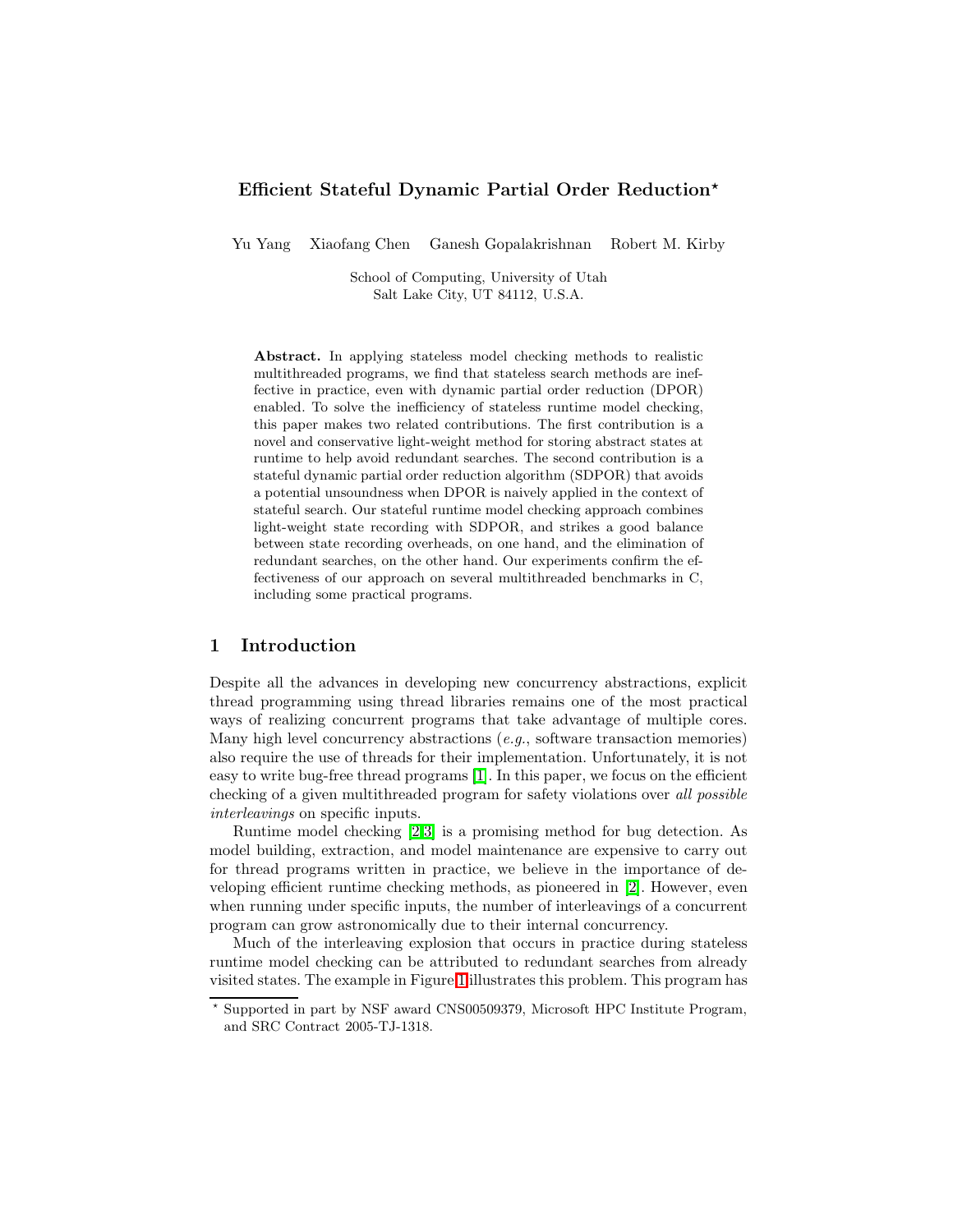# Efficient Stateful Dynamic Partial Order Reduction*

Yu Yang Xiaofang Chen Ganesh Gopalakrishnan Robert M. Kirby

School of Computing, University of Utah
Salt Lake City, UT 84112, U.S.A.

**Abstract.** In applying stateless model checking methods to realistic multithreaded programs, we find that stateless search methods are ineffective in practice, even with dynamic partial order reduction (DPOR) enabled. To solve the inefficiency of stateless runtime model checking, this paper makes two related contributions. The first contribution is a novel and conservative light-weight method for storing abstract states at runtime to help avoid redundant searches. The second contribution is a stateful dynamic partial order reduction algorithm (SDPOR) that avoids a potential unsoundness when DPOR is naively applied in the context of stateful search. Our stateful runtime model checking approach combines light-weight state recording with SDPOR, and strikes a good balance between state recording overheads, on one hand, and the elimination of redundant searches, on the other hand. Our experiments confirm the effectiveness of our approach on several multithreaded benchmarks in C, including some practical programs.

## 1 Introduction

Despite all the advances in developing new concurrency abstractions, explicit thread programming using thread libraries remains one of the most practical ways of realizing concurrent programs that take advantage of multiple cores. Many high level concurrency abstractions (*e.g.*, software transaction memories) also require the use of threads for their implementation. Unfortunately, it is not easy to write bug-free thread programs [1]. In this paper, we focus on the efficient checking of a given multithreaded program for safety violations over *all possible interleavings* on specific inputs.

Runtime model checking [2,3] is a promising method for bug detection. As model building, extraction, and model maintenance are expensive to carry out for thread programs written in practice, we believe in the importance of developing efficient runtime checking methods, as pioneered in [2]. However, even when running under specific inputs, the number of interleavings of a concurrent program can grow astronomically due to their internal concurrency.

Much of the interleaving explosion that occurs in practice during stateless runtime model checking can be attributed to redundant searches from already visited states. The example in Figure 1 illustrates this problem. This program has

* Supported in part by NSF award CNS00509379, Microsoft HPC Institute Program, and SRC Contract 2005-TJ-1318.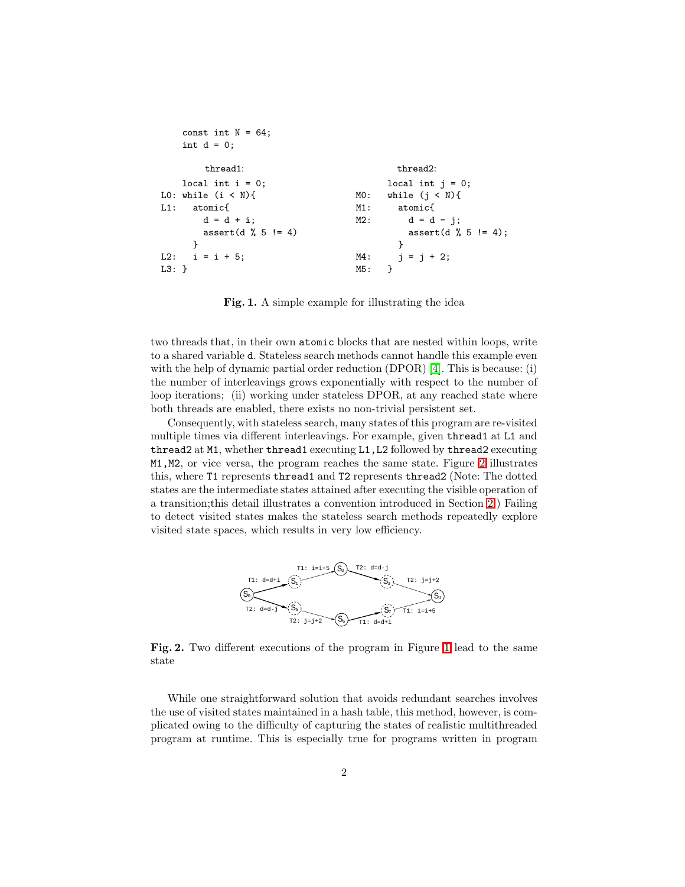```
    const int N = 64;
    int d = 0;

        thread1:                                  thread2:

    local int i = 0;                          local int j = 0;
L0: while (i < N){                      M0:   while (j < N){
L1:   atomic{                           M1:     atomic{
        d = d + i;                      M2:       d = d - j;
        assert(d % 5 != 4)                        assert(d % 5 != 4);
      }                                         }
L2:   i = i + 5;                        M4:     j = j + 2;
L3: }                                   M5:   }
```

**Fig. 1.** A simple example for illustrating the idea

two threads that, in their own `atomic` blocks that are nested within loops, write to a shared variable `d`. Stateless search methods cannot handle this example even with the help of dynamic partial order reduction (DPOR) [4]. This is because: (i) the number of interleavings grows exponentially with respect to the number of loop iterations; (ii) working under stateless DPOR, at any reached state where both threads are enabled, there exists no non-trivial persistent set.

Consequently, with stateless search, many states of this program are re-visited multiple times via different interleavings. For example, given `thread1` at `L1` and `thread2` at `M1`, whether `thread1` executing `L1,L2` followed by `thread2` executing `M1,M2`, or vice versa, the program reaches the same state. Figure 2 illustrates this, where `T1` represents `thread1` and `T2` represents `thread2` (Note: The dotted states are the intermediate states attained after executing the visible operation of a transition;this detail illustrates a convention introduced in Section 2.) Failing to detect visited states makes the stateless search methods repeatedly explore visited state spaces, which results in very low efficiency.

**Fig. 2.** Two different executions of the program in Figure 1 lead to the same state

While one straightforward solution that avoids redundant searches involves the use of visited states maintained in a hash table, this method, however, is complicated owing to the difficulty of capturing the states of realistic multithreaded program at runtime. This is especially true for programs written in program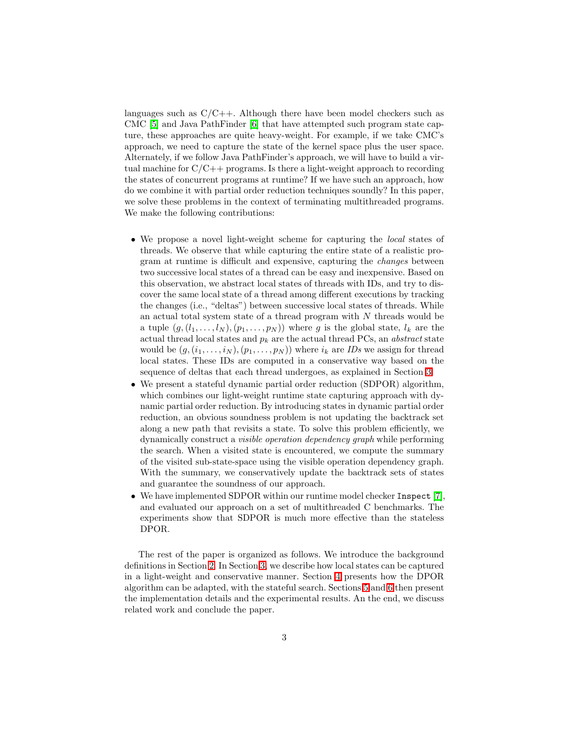languages such as C/C++. Although there have been model checkers such as CMC [5] and Java PathFinder [6] that have attempted such program state capture, these approaches are quite heavy-weight. For example, if we take CMC's approach, we need to capture the state of the kernel space plus the user space. Alternately, if we follow Java PathFinder's approach, we will have to build a virtual machine for C/C++ programs. Is there a light-weight approach to recording the states of concurrent programs at runtime? If we have such an approach, how do we combine it with partial order reduction techniques soundly? In this paper, we solve these problems in the context of terminating multithreaded programs. We make the following contributions:

- We propose a novel light-weight scheme for capturing the *local* states of threads. We observe that while capturing the entire state of a realistic program at runtime is difficult and expensive, capturing the *changes* between two successive local states of a thread can be easy and inexpensive. Based on this observation, we abstract local states of threads with IDs, and try to discover the same local state of a thread among different executions by tracking the changes (i.e., "deltas") between successive local states of threads. While an actual total system state of a thread program with $N$ threads would be a tuple $(g, (l_1, \ldots, l_N), (p_1, \ldots, p_N))$ where $g$ is the global state, $l_k$ are the actual thread local states and $p_k$ are the actual thread PCs, an *abstract* state would be $(g, (i_1, \ldots, i_N), (p_1, \ldots, p_N))$ where $i_k$ are *IDs* we assign for thread local states. These IDs are computed in a conservative way based on the sequence of deltas that each thread undergoes, as explained in Section 3.
- We present a stateful dynamic partial order reduction (SDPOR) algorithm, which combines our light-weight runtime state capturing approach with dynamic partial order reduction. By introducing states in dynamic partial order reduction, an obvious soundness problem is not updating the backtrack set along a new path that revisits a state. To solve this problem efficiently, we dynamically construct a *visible operation dependency graph* while performing the search. When a visited state is encountered, we compute the summary of the visited sub-state-space using the visible operation dependency graph. With the summary, we conservatively update the backtrack sets of states and guarantee the soundness of our approach.
- We have implemented SDPOR within our runtime model checker `Inspect` [7], and evaluated our approach on a set of multithreaded C benchmarks. The experiments show that SDPOR is much more effective than the stateless DPOR.

The rest of the paper is organized as follows. We introduce the background definitions in Section 2. In Section 3, we describe how local states can be captured in a light-weight and conservative manner. Section 4 presents how the DPOR algorithm can be adapted, with the stateful search. Sections 5 and 6 then present the implementation details and the experimental results. An the end, we discuss related work and conclude the paper.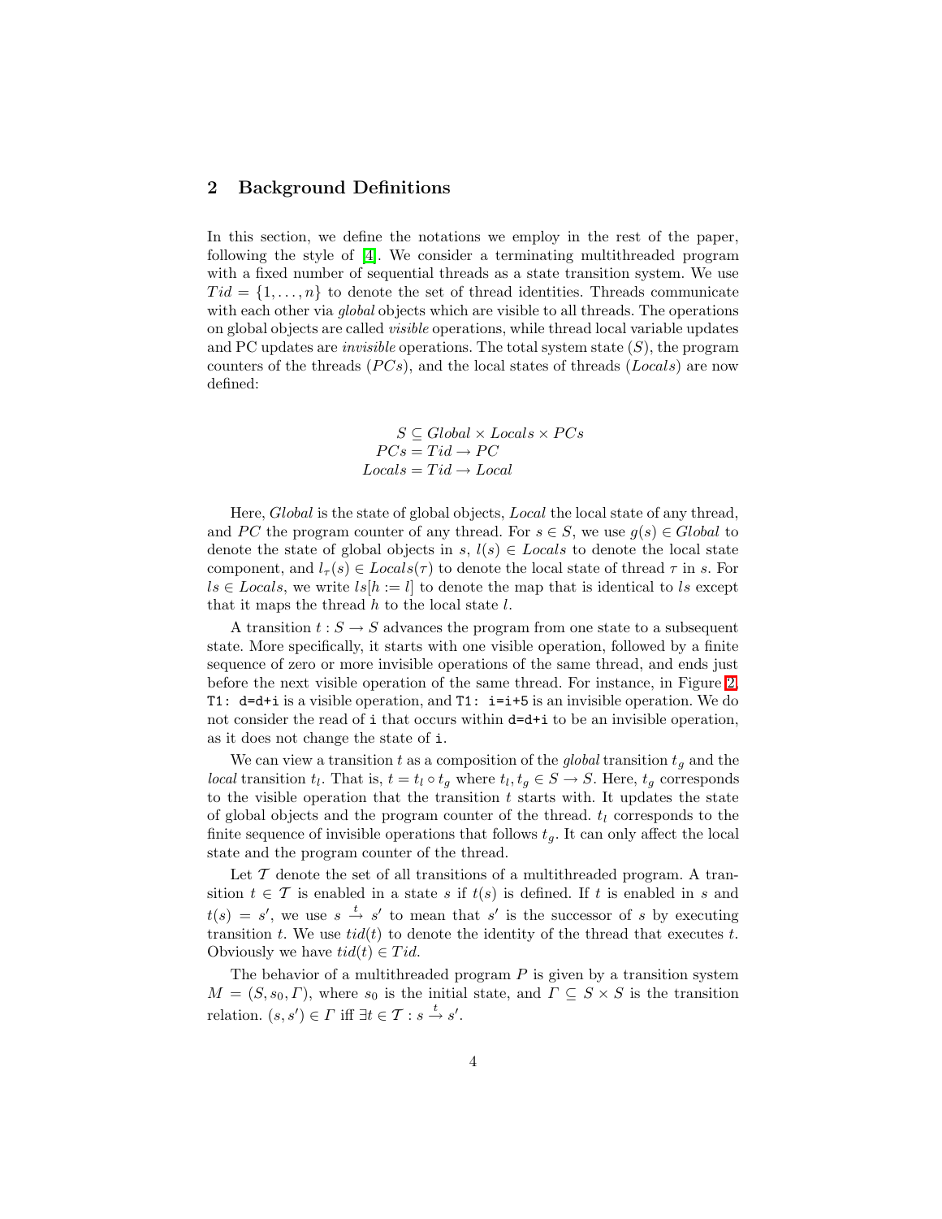## 2 Background Definitions

In this section, we define the notations we employ in the rest of the paper, following the style of [4]. We consider a terminating multithreaded program with a fixed number of sequential threads as a state transition system. We use $Tid = \{1, \ldots, n\}$ to denote the set of thread identities. Threads communicate with each other via *global* objects which are visible to all threads. The operations on global objects are called *visible* operations, while thread local variable updates and PC updates are *invisible* operations. The total system state ($S$), the program counters of the threads ($PCs$), and the local states of threads ($Locals$) are now defined:

$$
\begin{aligned}
S &\subseteq Global \times Locals \times PCs \\
PCs &= Tid \rightarrow PC \\
Locals &= Tid \rightarrow Local
\end{aligned}
$$

Here, $Global$ is the state of global objects, $Local$ the local state of any thread, and $PC$ the program counter of any thread. For $s \in S$, we use $g(s) \in Global$ to denote the state of global objects in $s$, $l(s) \in Locals$ to denote the local state component, and $l_\tau(s) \in Locals(\tau)$ to denote the local state of thread $\tau$ in $s$. For $ls \in Locals$, we write $ls[h := l]$ to denote the map that is identical to $ls$ except that it maps the thread $h$ to the local state $l$.

A transition $t : S \rightarrow S$ advances the program from one state to a subsequent state. More specifically, it starts with one visible operation, followed by a finite sequence of zero or more invisible operations of the same thread, and ends just before the next visible operation of the same thread. For instance, in Figure 2, `T1: d=d+i` is a visible operation, and `T1: i=i+5` is an invisible operation. We do not consider the read of `i` that occurs within `d=d+i` to be an invisible operation, as it does not change the state of `i`.

We can view a transition $t$ as a composition of the *global* transition $t_g$ and the *local* transition $t_l$. That is, $t = t_l \circ t_g$ where $t_l, t_g \in S \rightarrow S$. Here, $t_g$ corresponds to the visible operation that the transition $t$ starts with. It updates the state of global objects and the program counter of the thread. $t_l$ corresponds to the finite sequence of invisible operations that follows $t_g$. It can only affect the local state and the program counter of the thread.

Let $\mathcal{T}$ denote the set of all transitions of a multithreaded program. A transition $t \in \mathcal{T}$ is enabled in a state $s$ if $t(s)$ is defined. If $t$ is enabled in $s$ and $t(s) = s'$, we use $s \xrightarrow{t} s'$ to mean that $s'$ is the successor of $s$ by executing transition $t$. We use $tid(t)$ to denote the identity of the thread that executes $t$. Obviously we have $tid(t) \in Tid$.

The behavior of a multithreaded program $P$ is given by a transition system $M = (S, s_0, \Gamma)$, where $s_0$ is the initial state, and $\Gamma \subseteq S \times S$ is the transition relation. $(s, s') \in \Gamma$ iff $\exists t \in \mathcal{T} : s \xrightarrow{t} s'$.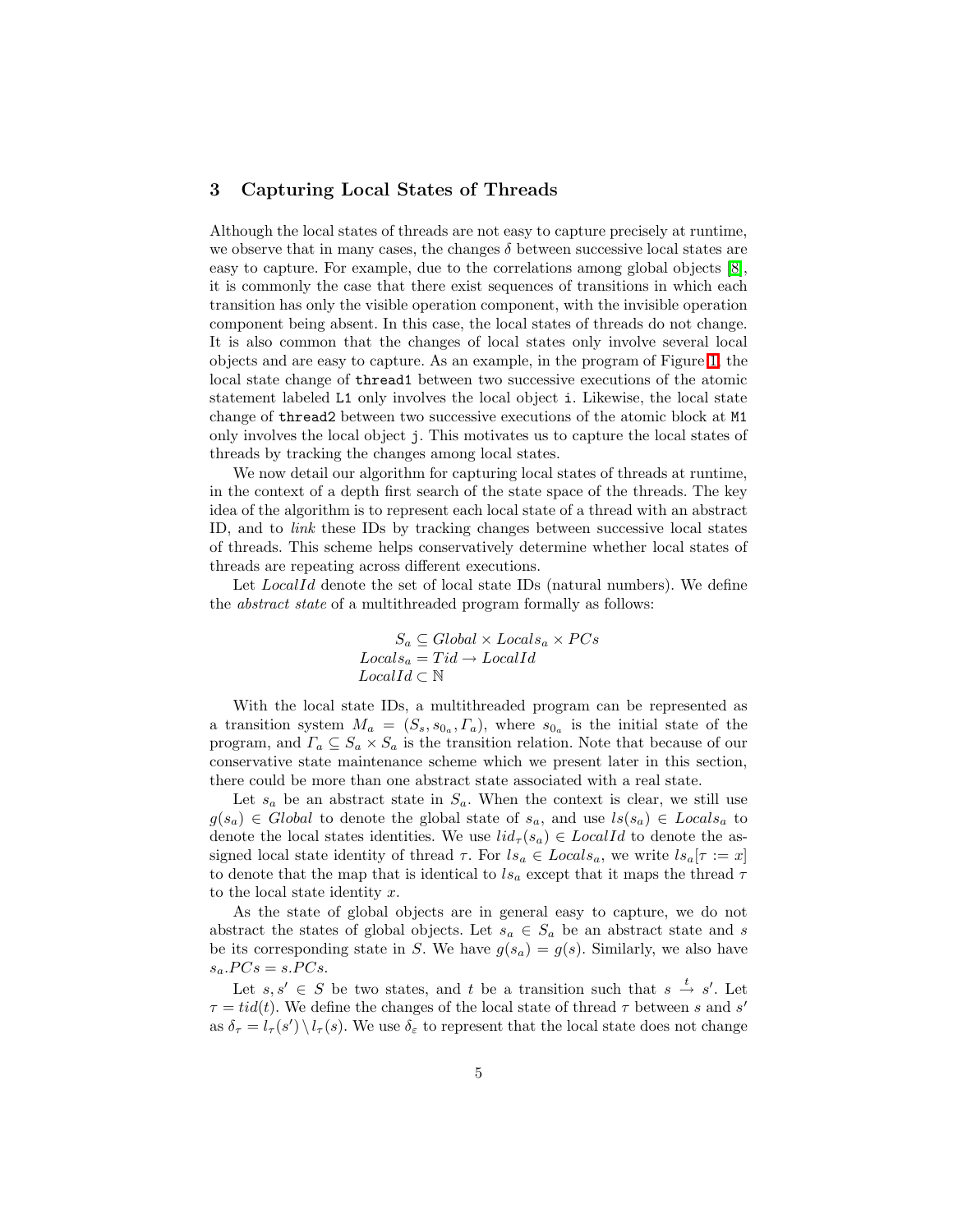## 3 Capturing Local States of Threads

Although the local states of threads are not easy to capture precisely at runtime, we observe that in many cases, the changes $\delta$ between successive local states are easy to capture. For example, due to the correlations among global objects [8], it is commonly the case that there exist sequences of transitions in which each transition has only the visible operation component, with the invisible operation component being absent. In this case, the local states of threads do not change. It is also common that the changes of local states only involve several local objects and are easy to capture. As an example, in the program of Figure 1, the local state change of `thread1` between two successive executions of the atomic statement labeled `L1` only involves the local object `i`. Likewise, the local state change of `thread2` between two successive executions of the atomic block at `M1` only involves the local object `j`. This motivates us to capture the local states of threads by tracking the changes among local states.

We now detail our algorithm for capturing local states of threads at runtime, in the context of a depth first search of the state space of the threads. The key idea of the algorithm is to represent each local state of a thread with an abstract ID, and to *link* these IDs by tracking changes between successive local states of threads. This scheme helps conservatively determine whether local states of threads are repeating across different executions.

Let $LocalId$ denote the set of local state IDs (natural numbers). We define the *abstract state* of a multithreaded program formally as follows:

$$
\begin{aligned}
S_a &\subseteq Global \times Locals_a \times PCs \\
Locals_a &= Tid \rightarrow LocalId \\
LocalId &\subset \mathbb{N}
\end{aligned}
$$

With the local state IDs, a multithreaded program can be represented as a transition system $M_a = (S_s, s_{0_a}, \Gamma_a)$, where $s_{0_a}$ is the initial state of the program, and $\Gamma_a \subseteq S_a \times S_a$ is the transition relation. Note that because of our conservative state maintenance scheme which we present later in this section, there could be more than one abstract state associated with a real state.

Let $s_a$ be an abstract state in $S_a$. When the context is clear, we still use $g(s_a) \in Global$ to denote the global state of $s_a$, and use $ls(s_a) \in Locals_a$ to denote the local states identities. We use $lid_\tau(s_a) \in LocalId$ to denote the assigned local state identity of thread $\tau$. For $ls_a \in Locals_a$, we write $ls_a[\tau := x]$ to denote that the map that is identical to $ls_a$ except that it maps the thread $\tau$ to the local state identity $x$.

As the state of global objects are in general easy to capture, we do not abstract the states of global objects. Let $s_a \in S_a$ be an abstract state and $s$ be its corresponding state in $S$. We have $g(s_a) = g(s)$. Similarly, we also have $s_a.PCs = s.PCs$.

Let $s, s' \in S$ be two states, and $t$ be a transition such that $s \xrightarrow{t} s'$. Let $\tau = tid(t)$. We define the changes of the local state of thread $\tau$ between $s$ and $s'$ as $\delta_\tau = l_\tau(s') \setminus l_\tau(s)$. We use $\delta_\varepsilon$ to represent that the local state does not change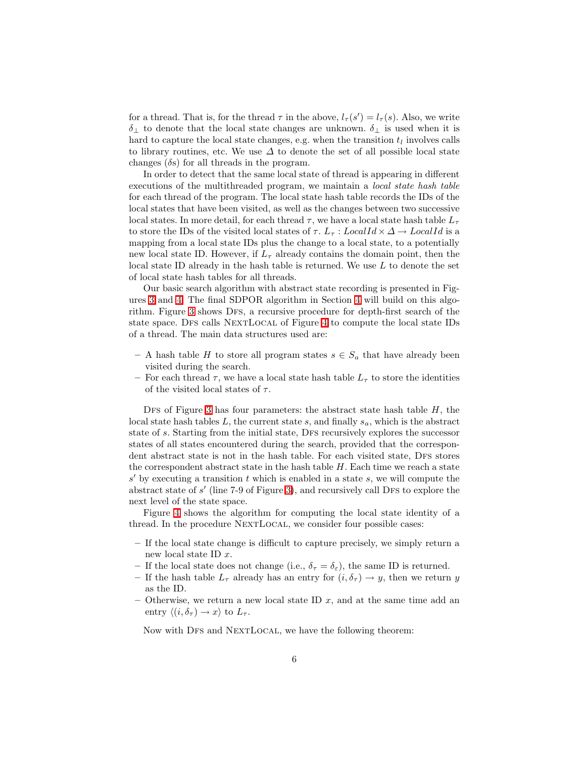for a thread. That is, for the thread $\tau$ in the above, $l_\tau(s') = l_\tau(s)$. Also, we write $\delta_\perp$ to denote that the local state changes are unknown. $\delta_\perp$ is used when it is hard to capture the local state changes, e.g. when the transition $t_l$ involves calls to library routines, etc. We use $\Delta$ to denote the set of all possible local state changes ($\delta$s) for all threads in the program.

In order to detect that the same local state of thread is appearing in different executions of the multithreaded program, we maintain a *local state hash table* for each thread of the program. The local state hash table records the IDs of the local states that have been visited, as well as the changes between two successive local states. In more detail, for each thread $\tau$, we have a local state hash table $L_\tau$ to store the IDs of the visited local states of $\tau$. $L_\tau : \mathit{LocalId} \times \Delta \rightarrow \mathit{LocalId}$ is a mapping from a local state IDs plus the change to a local state, to a potentially new local state ID. However, if $L_\tau$ already contains the domain point, then the local state ID already in the hash table is returned. We use $L$ to denote the set of local state hash tables for all threads.

Our basic search algorithm with abstract state recording is presented in Figures 3 and 4. The final SDPOR algorithm in Section 4 will build on this algorithm. Figure 3 shows Dfs, a recursive procedure for depth-first search of the state space. Dfs calls NextLocal of Figure 4 to compute the local state IDs of a thread. The main data structures used are:

- A hash table $H$ to store all program states $s \in S_a$ that have already been visited during the search.
- For each thread $\tau$, we have a local state hash table $L_\tau$ to store the identities of the visited local states of $\tau$.

Dfs of Figure 3 has four parameters: the abstract state hash table $H$, the local state hash tables $L$, the current state $s$, and finally $s_a$, which is the abstract state of $s$. Starting from the initial state, Dfs recursively explores the successor states of all states encountered during the search, provided that the correspondent abstract state is not in the hash table. For each visited state, Dfs stores the correspondent abstract state in the hash table $H$. Each time we reach a state $s'$ by executing a transition $t$ which is enabled in a state $s$, we will compute the abstract state of $s'$ (line 7-9 of Figure 3), and recursively call Dfs to explore the next level of the state space.

Figure 4 shows the algorithm for computing the local state identity of a thread. In the procedure NextLocal, we consider four possible cases:

- If the local state change is difficult to capture precisely, we simply return a new local state ID $x$.
- If the local state does not change (i.e., $\delta_\tau = \delta_\varepsilon$), the same ID is returned.
- If the hash table $L_\tau$ already has an entry for $(i, \delta_\tau) \rightarrow y$, then we return $y$ as the ID.
- Otherwise, we return a new local state ID $x$, and at the same time add an entry $\langle(i, \delta_\tau) \rightarrow x\rangle$ to $L_\tau$.

Now with Dfs and NextLocal, we have the following theorem: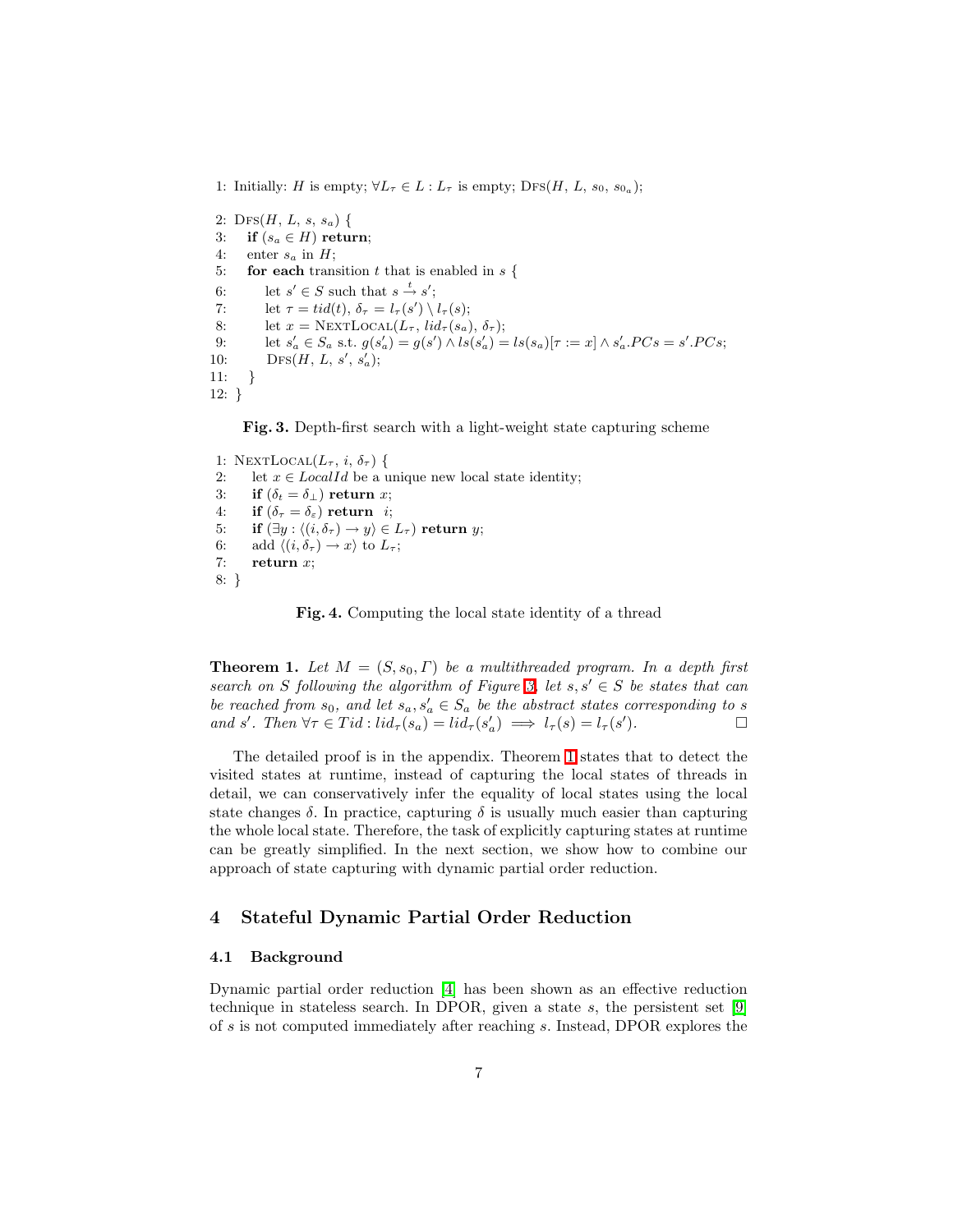```
1: Initially: H is empty; ∀L_τ ∈ L : L_τ is empty; Dfs(H, L, s_0, s_0_a);

2: Dfs(H, L, s, s_a) {
3:    if (s_a ∈ H) return;
4:    enter s_a in H;
5:    for each transition t that is enabled in s {
6:        let s' ∈ S such that s --t--> s';
7:        let τ = tid(t), δ_τ = l_τ(s') \ l_τ(s);
8:        let x = NextLocal(L_τ, lid_τ(s_a), δ_τ);
9:        let s'_a ∈ S_a s.t. g(s'_a) = g(s') ∧ ls(s'_a) = ls(s_a)[τ := x] ∧ s'_a.PCs = s'.PCs;
10:       Dfs(H, L, s', s'_a);
11:   }
12: }
```

**Fig. 3.** Depth-first search with a light-weight state capturing scheme

```
1: NextLocal(L_τ, i, δ_τ) {
2:    let x ∈ LocalId be a unique new local state identity;
3:    if (δ_t = δ_⊥) return x;
4:    if (δ_τ = δ_ε) return i;
5:    if (∃y : ⟨(i, δ_τ) → y⟩ ∈ L_τ) return y;
6:    add ⟨(i, δ_τ) → x⟩ to L_τ;
7:    return x;
8: }
```

**Fig. 4.** Computing the local state identity of a thread

**Theorem 1.** *Let $M = (S, s_0, \Gamma)$ be a multithreaded program. In a depth first search on $S$ following the algorithm of Figure 3, let $s, s' \in S$ be states that can be reached from $s_0$, and let $s_a, s'_a \in S_a$ be the abstract states corresponding to $s$ and $s'$. Then $\forall \tau \in Tid : lid_\tau(s_a) = lid_\tau(s'_a) \implies l_\tau(s) = l_\tau(s')$.* □

The detailed proof is in the appendix. Theorem 1 states that to detect the visited states at runtime, instead of capturing the local states of threads in detail, we can conservatively infer the equality of local states using the local state changes $\delta$. In practice, capturing $\delta$ is usually much easier than capturing the whole local state. Therefore, the task of explicitly capturing states at runtime can be greatly simplified. In the next section, we show how to combine our approach of state capturing with dynamic partial order reduction.

## 4 Stateful Dynamic Partial Order Reduction

### 4.1 Background

Dynamic partial order reduction [4] has been shown as an effective reduction technique in stateless search. In DPOR, given a state $s$, the persistent set [9] of $s$ is not computed immediately after reaching $s$. Instead, DPOR explores the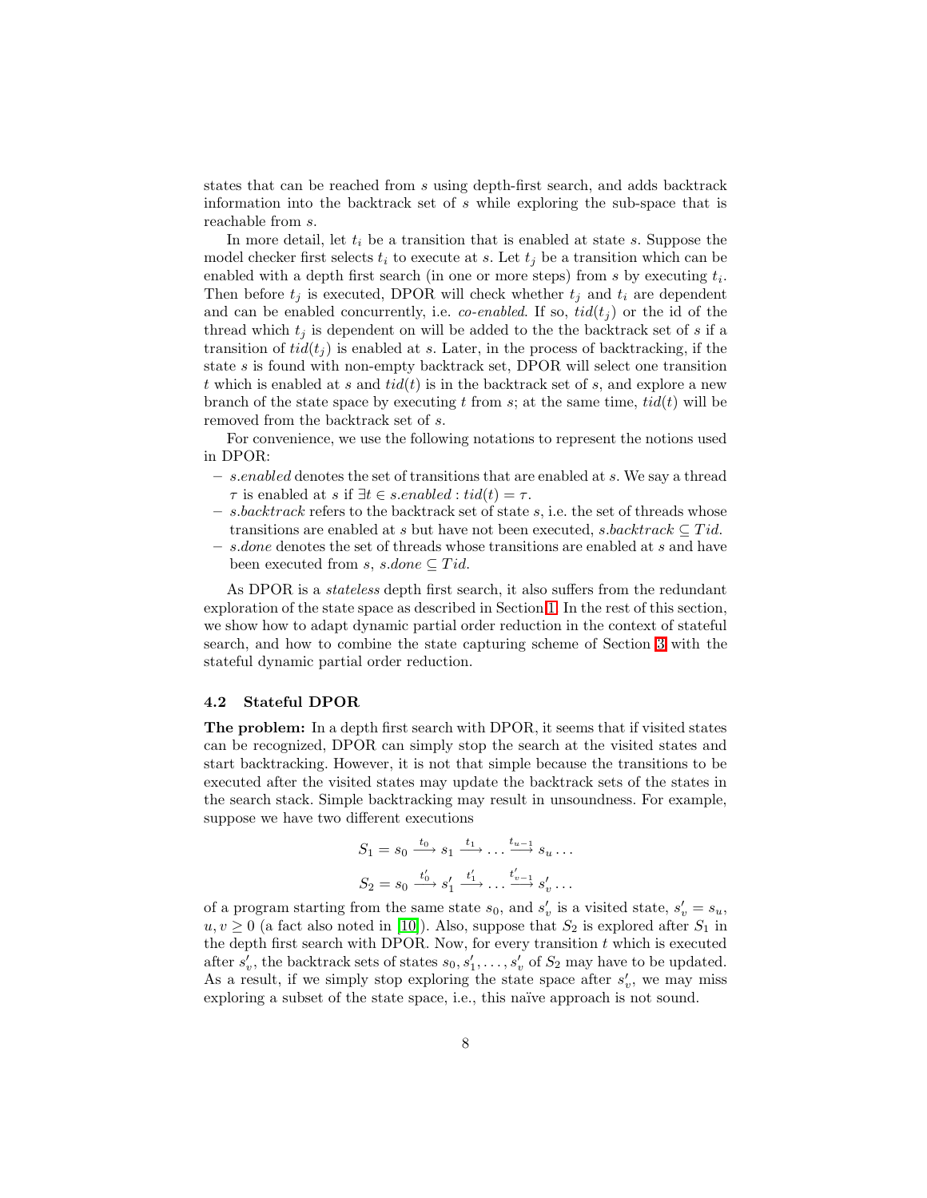states that can be reached from $s$ using depth-first search, and adds backtrack information into the backtrack set of $s$ while exploring the sub-space that is reachable from $s$.

In more detail, let $t_i$ be a transition that is enabled at state $s$. Suppose the model checker first selects $t_i$ to execute at $s$. Let $t_j$ be a transition which can be enabled with a depth first search (in one or more steps) from $s$ by executing $t_i$. Then before $t_j$ is executed, DPOR will check whether $t_j$ and $t_i$ are dependent and can be enabled concurrently, i.e. *co-enabled*. If so, $tid(t_j)$ or the id of the thread which $t_j$ is dependent on will be added to the the backtrack set of $s$ if a transition of $tid(t_j)$ is enabled at $s$. Later, in the process of backtracking, if the state $s$ is found with non-empty backtrack set, DPOR will select one transition $t$ which is enabled at $s$ and $tid(t)$ is in the backtrack set of $s$, and explore a new branch of the state space by executing $t$ from $s$; at the same time, $tid(t)$ will be removed from the backtrack set of $s$.

For convenience, we use the following notations to represent the notions used in DPOR:

- *s.enabled* denotes the set of transitions that are enabled at $s$. We say a thread $\tau$ is enabled at $s$ if $\exists t \in s.enabled : tid(t) = \tau$.
- *s.backtrack* refers to the backtrack set of state $s$, i.e. the set of threads whose transitions are enabled at $s$ but have not been executed, $s.backtrack \subseteq Tid$.
- *s.done* denotes the set of threads whose transitions are enabled at $s$ and have been executed from $s$, $s.done \subseteq Tid$.

As DPOR is a *stateless* depth first search, it also suffers from the redundant exploration of the state space as described in Section 1. In the rest of this section, we show how to adapt dynamic partial order reduction in the context of stateful search, and how to combine the state capturing scheme of Section 3 with the stateful dynamic partial order reduction.

### 4.2 Stateful DPOR

**The problem:** In a depth first search with DPOR, it seems that if visited states can be recognized, DPOR can simply stop the search at the visited states and start backtracking. However, it is not that simple because the transitions to be executed after the visited states may update the backtrack sets of the states in the search stack. Simple backtracking may result in unsoundness. For example, suppose we have two different executions

$$S_1 = s_0 \xrightarrow{t_0} s_1 \xrightarrow{t_1} \ldots \xrightarrow{t_{u-1}} s_u \ldots$$

$$S_2 = s_0 \xrightarrow{t'_0} s'_1 \xrightarrow{t'_1} \ldots \xrightarrow{t'_{v-1}} s'_v \ldots$$

of a program starting from the same state $s_0$, and $s'_v$ is a visited state, $s'_v = s_u$, $u, v \geq 0$ (a fact also noted in [10]). Also, suppose that $S_2$ is explored after $S_1$ in the depth first search with DPOR. Now, for every transition $t$ which is executed after $s'_v$, the backtrack sets of states $s_0, s'_1, \ldots, s'_v$ of $S_2$ may have to be updated. As a result, if we simply stop exploring the state space after $s'_v$, we may miss exploring a subset of the state space, i.e., this naïve approach is not sound.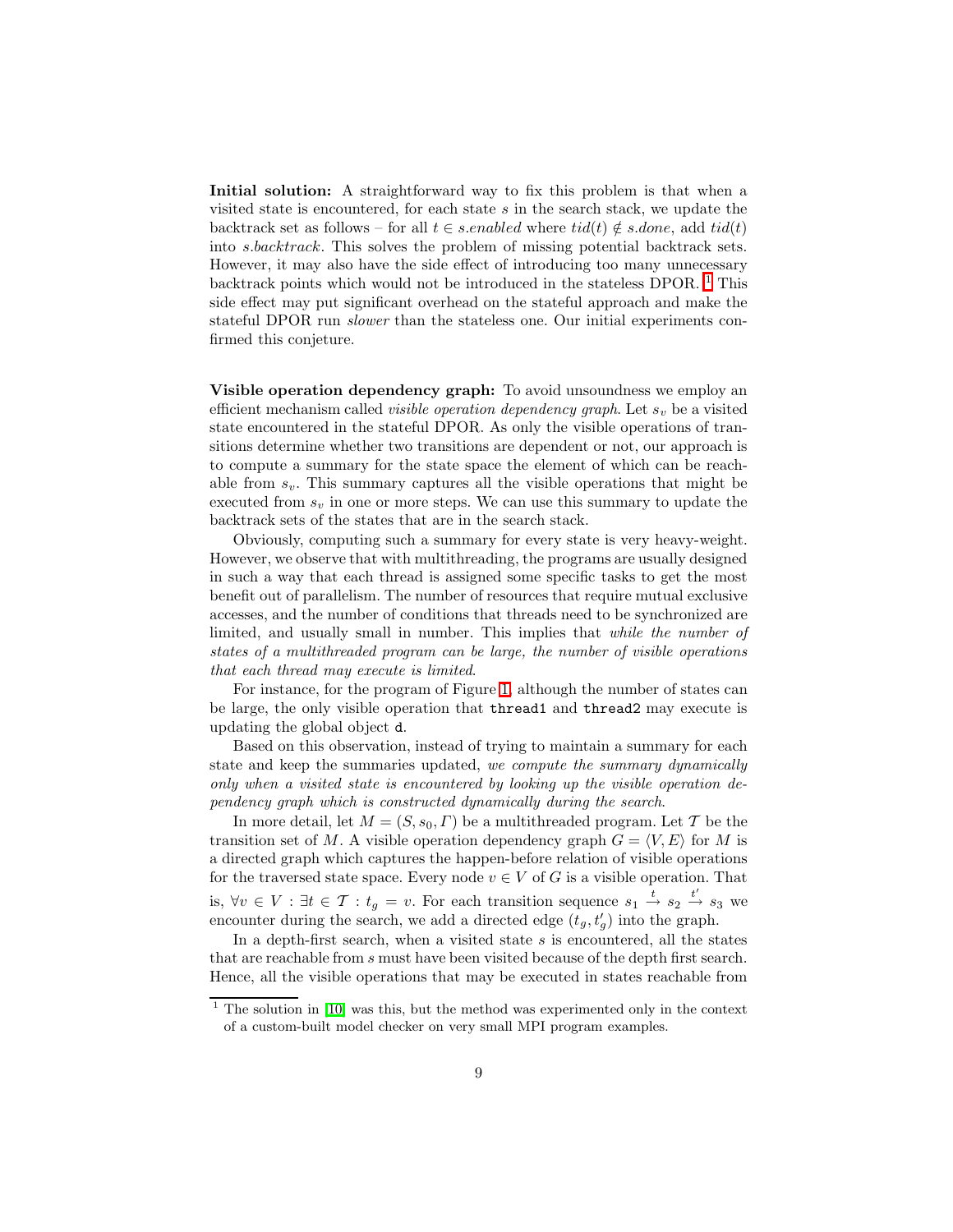**Initial solution:** A straightforward way to fix this problem is that when a visited state is encountered, for each state $s$ in the search stack, we update the backtrack set as follows – for all $t \in s.enabled$ where $tid(t) \notin s.done$, add $tid(t)$ into $s.backtrack$. This solves the problem of missing potential backtrack sets. However, it may also have the side effect of introducing too many unnecessary backtrack points which would not be introduced in the stateless DPOR. [1] This side effect may put significant overhead on the stateful approach and make the stateful DPOR run *slower* than the stateless one. Our initial experiments confirmed this conjeture.

**Visible operation dependency graph:** To avoid unsoundness we employ an efficient mechanism called *visible operation dependency graph*. Let $s_v$ be a visited state encountered in the stateful DPOR. As only the visible operations of transitions determine whether two transitions are dependent or not, our approach is to compute a summary for the state space the element of which can be reachable from $s_v$. This summary captures all the visible operations that might be executed from $s_v$ in one or more steps. We can use this summary to update the backtrack sets of the states that are in the search stack.

Obviously, computing such a summary for every state is very heavy-weight. However, we observe that with multithreading, the programs are usually designed in such a way that each thread is assigned some specific tasks to get the most benefit out of parallelism. The number of resources that require mutual exclusive accesses, and the number of conditions that threads need to be synchronized are limited, and usually small in number. This implies that *while the number of states of a multithreaded program can be large, the number of visible operations that each thread may execute is limited*.

For instance, for the program of Figure 1, although the number of states can be large, the only visible operation that `thread1` and `thread2` may execute is updating the global object `d`.

Based on this observation, instead of trying to maintain a summary for each state and keep the summaries updated, *we compute the summary dynamically only when a visited state is encountered by looking up the visible operation dependency graph which is constructed dynamically during the search*.

In more detail, let $M = (S, s_0, \Gamma)$ be a multithreaded program. Let $\mathcal{T}$ be the transition set of $M$. A visible operation dependency graph $G = \langle V, E\rangle$ for $M$ is a directed graph which captures the happen-before relation of visible operations for the traversed state space. Every node $v \in V$ of $G$ is a visible operation. That is, $\forall v \in V : \exists t \in \mathcal{T} : t_g = v$. For each transition sequence $s_1 \xrightarrow{t} s_2 \xrightarrow{t'} s_3$ we encounter during the search, we add a directed edge $(t_g, t'_g)$ into the graph.

In a depth-first search, when a visited state $s$ is encountered, all the states that are reachable from $s$ must have been visited because of the depth first search. Hence, all the visible operations that may be executed in states reachable from

[1] The solution in [10] was this, but the method was experimented only in the context of a custom-built model checker on very small MPI program examples.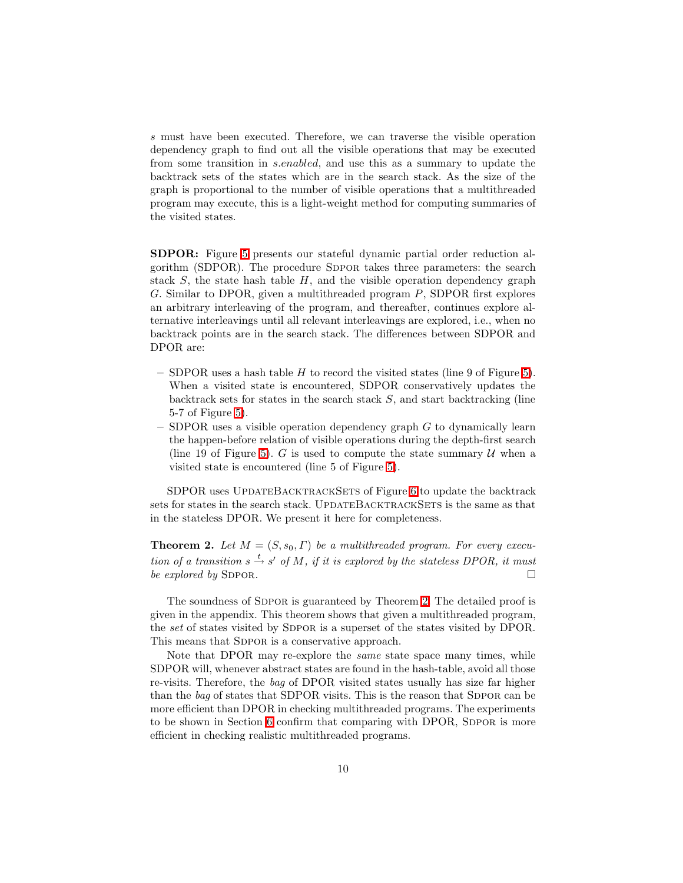*s* must have been executed. Therefore, we can traverse the visible operation dependency graph to find out all the visible operations that may be executed from some transition in *s.enabled*, and use this as a summary to update the backtrack sets of the states which are in the search stack. As the size of the graph is proportional to the number of visible operations that a multithreaded program may execute, this is a light-weight method for computing summaries of the visited states.

**SDPOR:** Figure 5 presents our stateful dynamic partial order reduction algorithm (SDPOR). The procedure SDPOR takes three parameters: the search stack $S$, the state hash table $H$, and the visible operation dependency graph $G$. Similar to DPOR, given a multithreaded program $P$, SDPOR first explores an arbitrary interleaving of the program, and thereafter, continues explore alternative interleavings until all relevant interleavings are explored, i.e., when no backtrack points are in the search stack. The differences between SDPOR and DPOR are:

- SDPOR uses a hash table $H$ to record the visited states (line 9 of Figure 5). When a visited state is encountered, SDPOR conservatively updates the backtrack sets for states in the search stack $S$, and start backtracking (line 5-7 of Figure 5).
- SDPOR uses a visible operation dependency graph $G$ to dynamically learn the happen-before relation of visible operations during the depth-first search (line 19 of Figure 5). $G$ is used to compute the state summary $\mathcal{U}$ when a visited state is encountered (line 5 of Figure 5).

SDPOR uses UPDATEBACKTRACKSETS of Figure 6 to update the backtrack sets for states in the search stack. UPDATEBACKTRACKSETS is the same as that in the stateless DPOR. We present it here for completeness.

**Theorem 2.** *Let $M = (S, s_0, \Gamma)$ be a multithreaded program. For every execution of a transition $s \xrightarrow{t} s'$ of $M$, if it is explored by the stateless DPOR, it must be explored by* SDPOR. □

The soundness of SDPOR is guaranteed by Theorem 2. The detailed proof is given in the appendix. This theorem shows that given a multithreaded program, the *set* of states visited by SDPOR is a superset of the states visited by DPOR. This means that SDPOR is a conservative approach.

Note that DPOR may re-explore the *same* state space many times, while SDPOR will, whenever abstract states are found in the hash-table, avoid all those re-visits. Therefore, the *bag* of DPOR visited states usually has size far higher than the *bag* of states that SDPOR visits. This is the reason that SDPOR can be more efficient than DPOR in checking multithreaded programs. The experiments to be shown in Section 6 confirm that comparing with DPOR, SDPOR is more efficient in checking realistic multithreaded programs.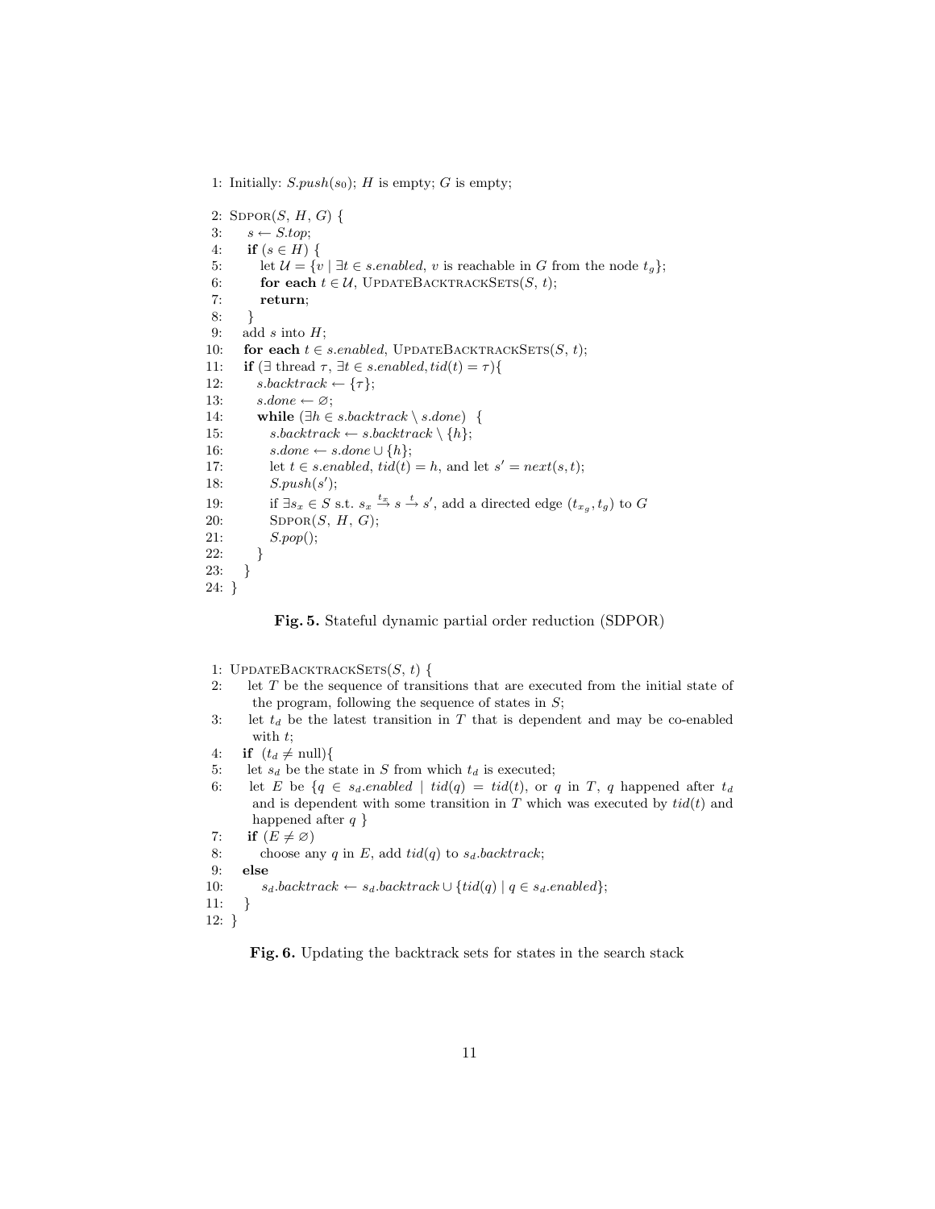```
1: Initially: S.push(s_0); H is empty; G is empty;

2: SDPOR(S, H, G) {
3:    s ← S.top;
4:    if (s ∈ H) {
5:       let U = {v | ∃t ∈ s.enabled, v is reachable in G from the node t_g};
6:       for each t ∈ U, UpdateBacktrackSets(S, t);
7:       return;
8:    }
9:    add s into H;
10:   for each t ∈ s.enabled, UpdateBacktrackSets(S, t);
11:   if (∃ thread τ, ∃t ∈ s.enabled, tid(t) = τ){
12:      s.backtrack ← {τ};
13:      s.done ← ∅;
14:      while (∃h ∈ s.backtrack \ s.done) {
15:         s.backtrack ← s.backtrack \ {h};
16:         s.done ← s.done ∪ {h};
17:         let t ∈ s.enabled, tid(t) = h, and let s' = next(s, t);
18:         S.push(s');
19:         if ∃s_x ∈ S s.t. s_x --t_x--> s --t--> s', add a directed edge (t_{x_g}, t_g) to G
20:         SDPOR(S, H, G);
21:         S.pop();
22:      }
23:   }
24: }
```

**Fig. 5.** Stateful dynamic partial order reduction (SDPOR)

```
1: UpdateBacktrackSets(S, t) {
2:    let T be the sequence of transitions that are executed from the initial state of
      the program, following the sequence of states in S;
3:    let t_d be the latest transition in T that is dependent and may be co-enabled
      with t;
4:   if (t_d ≠ null){
5:     let s_d be the state in S from which t_d is executed;
6:     let E be {q ∈ s_d.enabled | tid(q) = tid(t), or q in T, q happened after t_d
       and is dependent with some transition in T which was executed by tid(t) and
       happened after q }
7:     if (E ≠ ∅)
8:        choose any q in E, add tid(q) to s_d.backtrack;
9:     else
10:       s_d.backtrack ← s_d.backtrack ∪ {tid(q) | q ∈ s_d.enabled};
11:   }
12: }
```

**Fig. 6.** Updating the backtrack sets for states in the search stack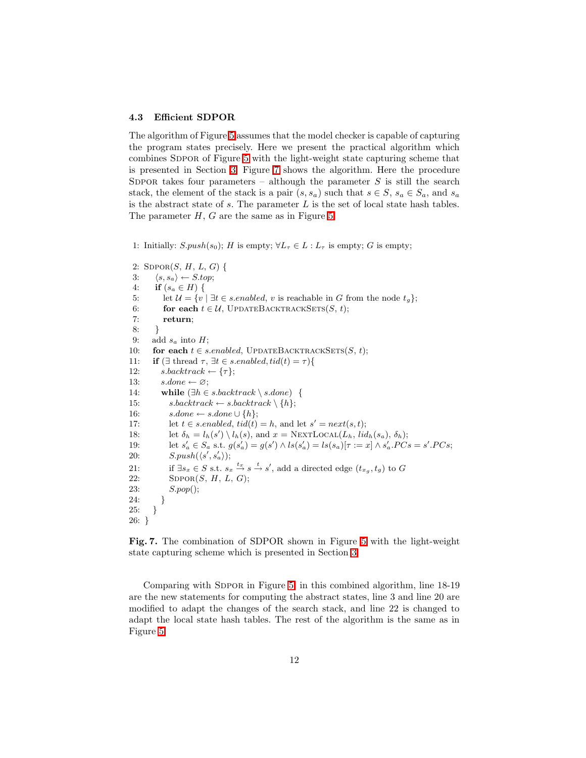### 4.3 Efficient SDPOR

The algorithm of Figure 5 assumes that the model checker is capable of capturing the program states precisely. Here we present the practical algorithm which combines SDPOR of Figure 5 with the light-weight state capturing scheme that is presented in Section 3. Figure 7 shows the algorithm. Here the procedure SDPOR takes four parameters – although the parameter $S$ is still the search stack, the element of the stack is a pair $(s, s_a)$ such that $s \in S$, $s_a \in S_a$, and $s_a$ is the abstract state of $s$. The parameter $L$ is the set of local state hash tables. The parameter $H$, $G$ are the same as in Figure 5.

```
 1: Initially: S.push(s_0); H is empty; ∀L_τ ∈ L : L_τ is empty; G is empty;

 2: SDPOR(S, H, L, G) {
 3:   ⟨s, s_a⟩ ← S.top;
 4:   if (s_a ∈ H) {
 5:     let U = {v | ∃t ∈ s.enabled, v is reachable in G from the node t_g};
 6:     for each t ∈ U, UPDATEBACKTRACKSETS(S, t);
 7:     return;
 8:   }
 9:   add s_a into H;
10:   for each t ∈ s.enabled, UPDATEBACKTRACKSETS(S, t);
11:   if (∃ thread τ, ∃t ∈ s.enabled, tid(t) = τ){
12:     s.backtrack ← {τ};
13:     s.done ← ∅;
14:     while (∃h ∈ s.backtrack \ s.done) {
15:       s.backtrack ← s.backtrack \ {h};
16:       s.done ← s.done ∪ {h};
17:       let t ∈ s.enabled, tid(t) = h, and let s' = next(s, t);
18:       let δ_h = l_h(s') \ l_h(s), and x = NEXTLOCAL(L_h, lid_h(s_a), δ_h);
19:       let s'_a ∈ S_a s.t. g(s'_a) = g(s') ∧ ls(s'_a) = ls(s_a)[τ := x] ∧ s'_a.PCs = s'.PCs;
20:       S.push(⟨s', s'_a⟩);
21:       if ∃s_x ∈ S s.t. s_x -t_x-> s -t-> s', add a directed edge (t_{x_g}, t_g) to G
22:       SDPOR(S, H, L, G);
23:       S.pop();
24:     }
25:   }
26: }
```

**Fig. 7.** The combination of SDPOR shown in Figure 5 with the light-weight state capturing scheme which is presented in Section 3

Comparing with SDPOR in Figure 5, in this combined algorithm, line 18-19 are the new statements for computing the abstract states, line 3 and line 20 are modified to adapt the changes of the search stack, and line 22 is changed to adapt the local state hash tables. The rest of the algorithm is the same as in Figure 5.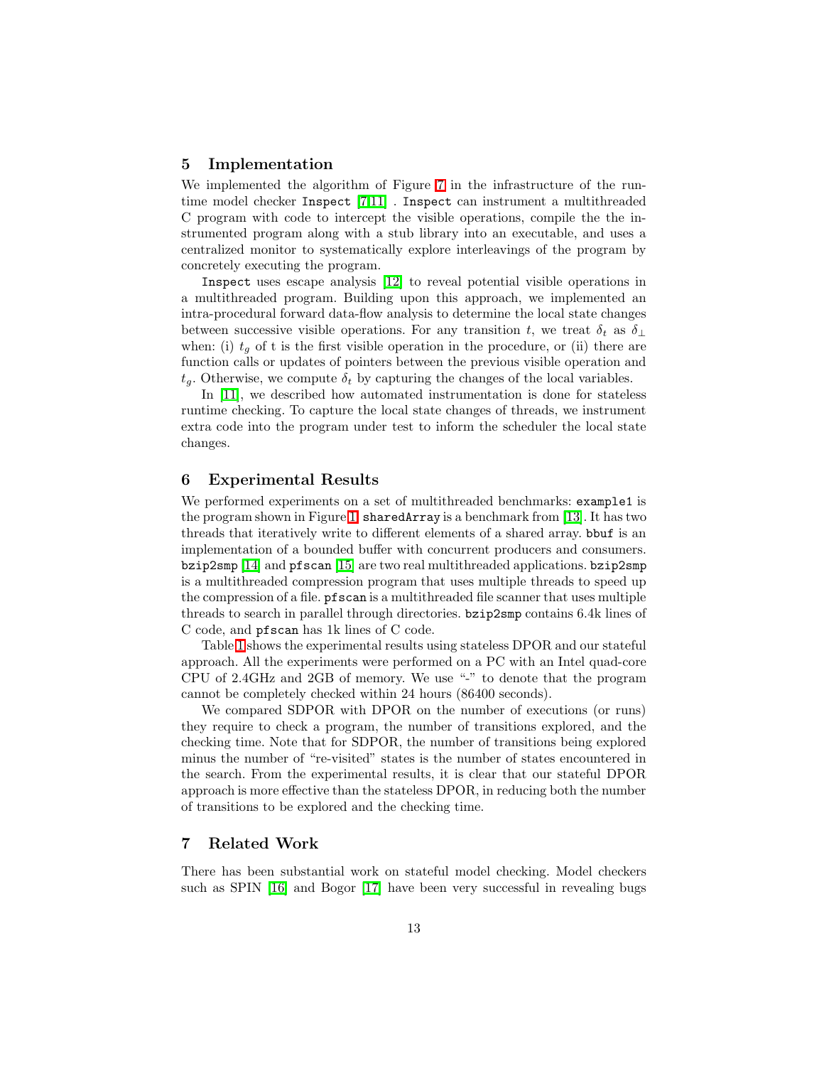## 5 Implementation

We implemented the algorithm of Figure 7 in the infrastructure of the runtime model checker `Inspect` [7,11] . `Inspect` can instrument a multithreaded C program with code to intercept the visible operations, compile the the instrumented program along with a stub library into an executable, and uses a centralized monitor to systematically explore interleavings of the program by concretely executing the program.

`Inspect` uses escape analysis [12] to reveal potential visible operations in a multithreaded program. Building upon this approach, we implemented an intra-procedural forward data-flow analysis to determine the local state changes between successive visible operations. For any transition $t$, we treat $\delta_t$ as $\delta_\perp$ when: (i) $t_g$ of t is the first visible operation in the procedure, or (ii) there are function calls or updates of pointers between the previous visible operation and $t_g$. Otherwise, we compute $\delta_t$ by capturing the changes of the local variables.

In [11], we described how automated instrumentation is done for stateless runtime checking. To capture the local state changes of threads, we instrument extra code into the program under test to inform the scheduler the local state changes.

## 6 Experimental Results

We performed experiments on a set of multithreaded benchmarks: `example1` is the program shown in Figure 1. `sharedArray` is a benchmark from [13]. It has two threads that iteratively write to different elements of a shared array. `bbuf` is an implementation of a bounded buffer with concurrent producers and consumers. `bzip2smp` [14] and `pfscan` [15] are two real multithreaded applications. `bzip2smp` is a multithreaded compression program that uses multiple threads to speed up the compression of a file. `pfscan` is a multithreaded file scanner that uses multiple threads to search in parallel through directories. `bzip2smp` contains 6.4k lines of C code, and `pfscan` has 1k lines of C code.

Table 1 shows the experimental results using stateless DPOR and our stateful approach. All the experiments were performed on a PC with an Intel quad-core CPU of 2.4GHz and 2GB of memory. We use "-" to denote that the program cannot be completely checked within 24 hours (86400 seconds).

We compared SDPOR with DPOR on the number of executions (or runs) they require to check a program, the number of transitions explored, and the checking time. Note that for SDPOR, the number of transitions being explored minus the number of "re-visited" states is the number of states encountered in the search. From the experimental results, it is clear that our stateful DPOR approach is more effective than the stateless DPOR, in reducing both the number of transitions to be explored and the checking time.

## 7 Related Work

There has been substantial work on stateful model checking. Model checkers such as SPIN [16] and Bogor [17] have been very successful in revealing bugs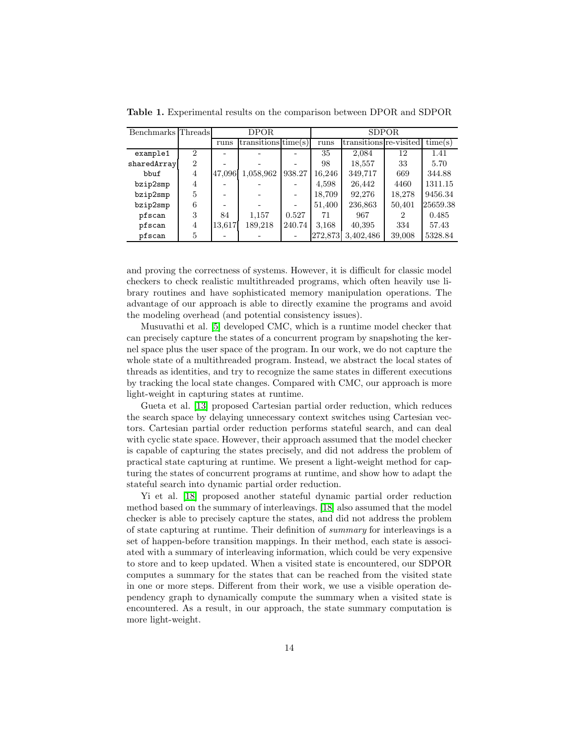**Table 1.** Experimental results on the comparison between DPOR and SDPOR

| Benchmarks | Threads | DPOR | | | SDPOR | | | |
|---|---|---|---|---|---|---|---|---|
| | | runs | transitions | time(s) | runs | transitions | re-visited | time(s) |
| example1 | 2 | - | - | - | 35 | 2,084 | 12 | 1.41 |
| sharedArray | 2 | - | - | - | 98 | 18,557 | 33 | 5.70 |
| bbuf | 4 | 47,096 | 1,058,962 | 938.27 | 16,246 | 349,717 | 669 | 344.88 |
| bzip2smp | 4 | - | - | - | 4,598 | 26,442 | 4460 | 1311.15 |
| bzip2smp | 5 | - | - | - | 18,709 | 92,276 | 18,278 | 9456.34 |
| bzip2smp | 6 | - | - | - | 51,400 | 236,863 | 50,401 | 25659.38 |
| pfscan | 3 | 84 | 1,157 | 0.527 | 71 | 967 | 2 | 0.485 |
| pfscan | 4 | 13,617 | 189,218 | 240.74 | 3,168 | 40,395 | 334 | 57.43 |
| pfscan | 5 | - | - | - | 272,873 | 3,402,486 | 39,008 | 5328.84 |

and proving the correctness of systems. However, it is difficult for classic model checkers to check realistic multithreaded programs, which often heavily use library routines and have sophisticated memory manipulation operations. The advantage of our approach is able to directly examine the programs and avoid the modeling overhead (and potential consistency issues).

Musuvathi et al. [5] developed CMC, which is a runtime model checker that can precisely capture the states of a concurrent program by snapshoting the kernel space plus the user space of the program. In our work, we do not capture the whole state of a multithreaded program. Instead, we abstract the local states of threads as identities, and try to recognize the same states in different executions by tracking the local state changes. Compared with CMC, our approach is more light-weight in capturing states at runtime.

Gueta et al. [13] proposed Cartesian partial order reduction, which reduces the search space by delaying unnecessary context switches using Cartesian vectors. Cartesian partial order reduction performs stateful search, and can deal with cyclic state space. However, their approach assumed that the model checker is capable of capturing the states precisely, and did not address the problem of practical state capturing at runtime. We present a light-weight method for capturing the states of concurrent programs at runtime, and show how to adapt the stateful search into dynamic partial order reduction.

Yi et al. [18] proposed another stateful dynamic partial order reduction method based on the summary of interleavings. [18] also assumed that the model checker is able to precisely capture the states, and did not address the problem of state capturing at runtime. Their definition of *summary* for interleavings is a set of happen-before transition mappings. In their method, each state is associated with a summary of interleaving information, which could be very expensive to store and to keep updated. When a visited state is encountered, our SDPOR computes a summary for the states that can be reached from the visited state in one or more steps. Different from their work, we use a visible operation dependency graph to dynamically compute the summary when a visited state is encountered. As a result, in our approach, the state summary computation is more light-weight.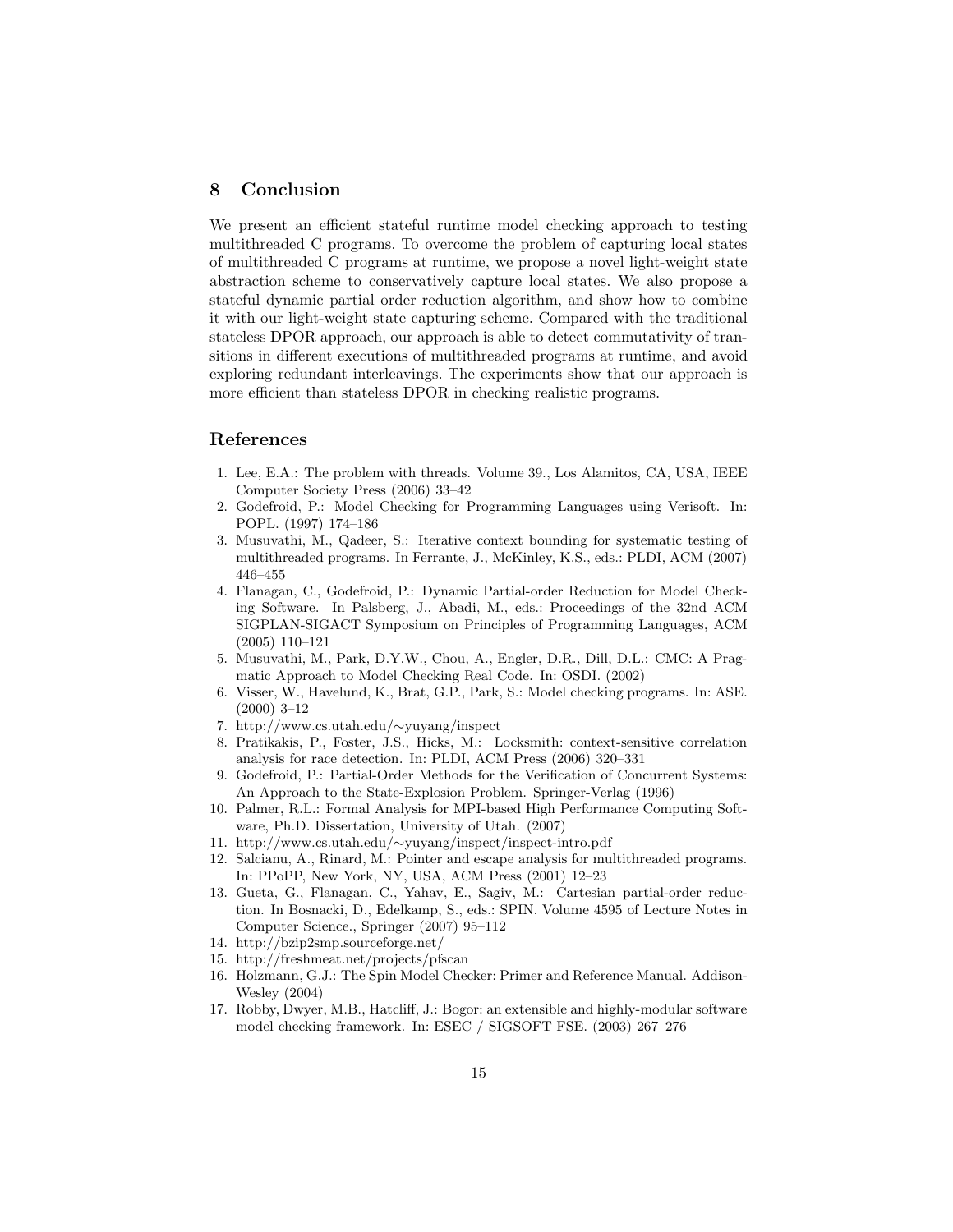## 8 Conclusion

We present an efficient stateful runtime model checking approach to testing multithreaded C programs. To overcome the problem of capturing local states of multithreaded C programs at runtime, we propose a novel light-weight state abstraction scheme to conservatively capture local states. We also propose a stateful dynamic partial order reduction algorithm, and show how to combine it with our light-weight state capturing scheme. Compared with the traditional stateless DPOR approach, our approach is able to detect commutativity of transitions in different executions of multithreaded programs at runtime, and avoid exploring redundant interleavings. The experiments show that our approach is more efficient than stateless DPOR in checking realistic programs.

## References

1. Lee, E.A.: The problem with threads. Volume 39., Los Alamitos, CA, USA, IEEE Computer Society Press (2006) 33–42
2. Godefroid, P.: Model Checking for Programming Languages using Verisoft. In: POPL. (1997) 174–186
3. Musuvathi, M., Qadeer, S.: Iterative context bounding for systematic testing of multithreaded programs. In Ferrante, J., McKinley, K.S., eds.: PLDI, ACM (2007) 446–455
4. Flanagan, C., Godefroid, P.: Dynamic Partial-order Reduction for Model Checking Software. In Palsberg, J., Abadi, M., eds.: Proceedings of the 32nd ACM SIGPLAN-SIGACT Symposium on Principles of Programming Languages, ACM (2005) 110–121
5. Musuvathi, M., Park, D.Y.W., Chou, A., Engler, D.R., Dill, D.L.: CMC: A Pragmatic Approach to Model Checking Real Code. In: OSDI. (2002)
6. Visser, W., Havelund, K., Brat, G.P., Park, S.: Model checking programs. In: ASE. (2000) 3–12
7. http://www.cs.utah.edu/∼yuyang/inspect
8. Pratikakis, P., Foster, J.S., Hicks, M.: Locksmith: context-sensitive correlation analysis for race detection. In: PLDI, ACM Press (2006) 320–331
9. Godefroid, P.: Partial-Order Methods for the Verification of Concurrent Systems: An Approach to the State-Explosion Problem. Springer-Verlag (1996)
10. Palmer, R.L.: Formal Analysis for MPI-based High Performance Computing Software, Ph.D. Dissertation, University of Utah. (2007)
11. http://www.cs.utah.edu/∼yuyang/inspect/inspect-intro.pdf
12. Salcianu, A., Rinard, M.: Pointer and escape analysis for multithreaded programs. In: PPoPP, New York, NY, USA, ACM Press (2001) 12–23
13. Gueta, G., Flanagan, C., Yahav, E., Sagiv, M.: Cartesian partial-order reduction. In Bosnacki, D., Edelkamp, S., eds.: SPIN. Volume 4595 of Lecture Notes in Computer Science., Springer (2007) 95–112
14. http://bzip2smp.sourceforge.net/
15. http://freshmeat.net/projects/pfscan
16. Holzmann, G.J.: The Spin Model Checker: Primer and Reference Manual. Addison-Wesley (2004)
17. Robby, Dwyer, M.B., Hatcliff, J.: Bogor: an extensible and highly-modular software model checking framework. In: ESEC / SIGSOFT FSE. (2003) 267–276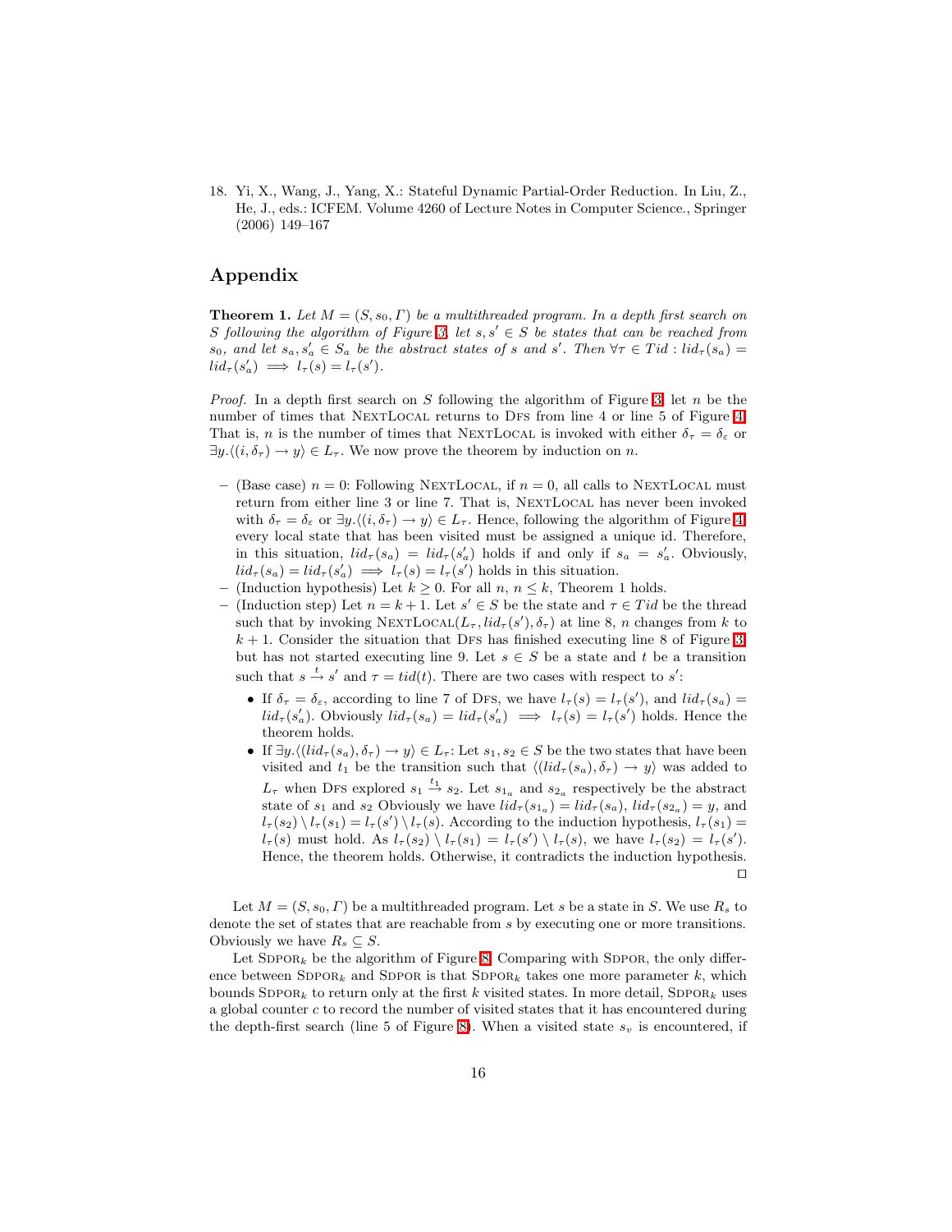18. Yi, X., Wang, J., Yang, X.: Stateful Dynamic Partial-Order Reduction. In Liu, Z., He, J., eds.: ICFEM. Volume 4260 of Lecture Notes in Computer Science., Springer (2006) 149–167

## Appendix

**Theorem 1.** *Let $M = (S, s_0, \Gamma)$ be a multithreaded program. In a depth first search on $S$ following the algorithm of Figure 3, let $s, s' \in S$ be states that can be reached from $s_0$, and let $s_a, s'_a \in S_a$ be the abstract states of $s$ and $s'$. Then $\forall \tau \in Tid : lid_\tau(s_a) = lid_\tau(s'_a) \implies l_\tau(s) = l_\tau(s')$.*

*Proof.* In a depth first search on $S$ following the algorithm of Figure 3, let $n$ be the number of times that NextLocal returns to Dfs from line 4 or line 5 of Figure 4. That is, $n$ is the number of times that NextLocal is invoked with either $\delta_\tau = \delta_\varepsilon$ or $\exists y.\langle (i, \delta_\tau) \to y \rangle \in L_\tau$. We now prove the theorem by induction on $n$.

- (Base case) $n = 0$: Following NextLocal, if $n = 0$, all calls to NextLocal must return from either line 3 or line 7. That is, NextLocal has never been invoked with $\delta_\tau = \delta_\varepsilon$ or $\exists y.\langle (i, \delta_\tau) \to y \rangle \in L_\tau$. Hence, following the algorithm of Figure 4, every local state that has been visited must be assigned a unique id. Therefore, in this situation, $lid_\tau(s_a) = lid_\tau(s'_a)$ holds if and only if $s_a = s'_a$. Obviously, $lid_\tau(s_a) = lid_\tau(s'_a) \implies l_\tau(s) = l_\tau(s')$ holds in this situation.
- (Induction hypothesis) Let $k \geq 0$. For all $n$, $n \leq k$, Theorem 1 holds.
- (Induction step) Let $n = k + 1$. Let $s' \in S$ be the state and $\tau \in Tid$ be the thread such that by invoking NextLocal$(L_\tau, lid_\tau(s'), \delta_\tau)$ at line 8, $n$ changes from $k$ to $k+1$. Consider the situation that Dfs has finished executing line 8 of Figure 3, but has not started executing line 9. Let $s \in S$ be a state and $t$ be a transition such that $s \xrightarrow{t} s'$ and $\tau = tid(t)$. There are two cases with respect to $s'$:
  - If $\delta_\tau = \delta_\varepsilon$, according to line 7 of Dfs, we have $l_\tau(s) = l_\tau(s')$, and $lid_\tau(s_a) = lid_\tau(s'_a)$. Obviously $lid_\tau(s_a) = lid_\tau(s'_a) \implies l_\tau(s) = l_\tau(s')$ holds. Hence the theorem holds.
  - If $\exists y.\langle (lid_\tau(s_a), \delta_\tau) \to y \rangle \in L_\tau$: Let $s_1, s_2 \in S$ be the two states that have been visited and $t_1$ be the transition such that $\langle (lid_\tau(s_a), \delta_\tau) \to y \rangle$ was added to $L_\tau$ when Dfs explored $s_1 \xrightarrow{t_1} s_2$. Let $s_{1_a}$ and $s_{2_a}$ respectively be the abstract state of $s_1$ and $s_2$ Obviously we have $lid_\tau(s_{1_a}) = lid_\tau(s_a)$, $lid_\tau(s_{2_a}) = y$, and $l_\tau(s_2) \setminus l_\tau(s_1) = l_\tau(s') \setminus l_\tau(s)$. According to the induction hypothesis, $l_\tau(s_1) = l_\tau(s)$ must hold. As $l_\tau(s_2) \setminus l_\tau(s_1) = l_\tau(s') \setminus l_\tau(s)$, we have $l_\tau(s_2) = l_\tau(s')$. Hence, the theorem holds. Otherwise, it contradicts the induction hypothesis. ☐

Let $M = (S, s_0, \Gamma)$ be a multithreaded program. Let $s$ be a state in $S$. We use $R_s$ to denote the set of states that are reachable from $s$ by executing one or more transitions. Obviously we have $R_s \subseteq S$.

Let Sdpor$_k$ be the algorithm of Figure 8. Comparing with Sdpor, the only difference between Sdpor$_k$ and Sdpor is that Sdpor$_k$ takes one more parameter $k$, which bounds Sdpor$_k$ to return only at the first $k$ visited states. In more detail, Sdpor$_k$ uses a global counter $c$ to record the number of visited states that it has encountered during the depth-first search (line 5 of Figure 8). When a visited state $s_v$ is encountered, if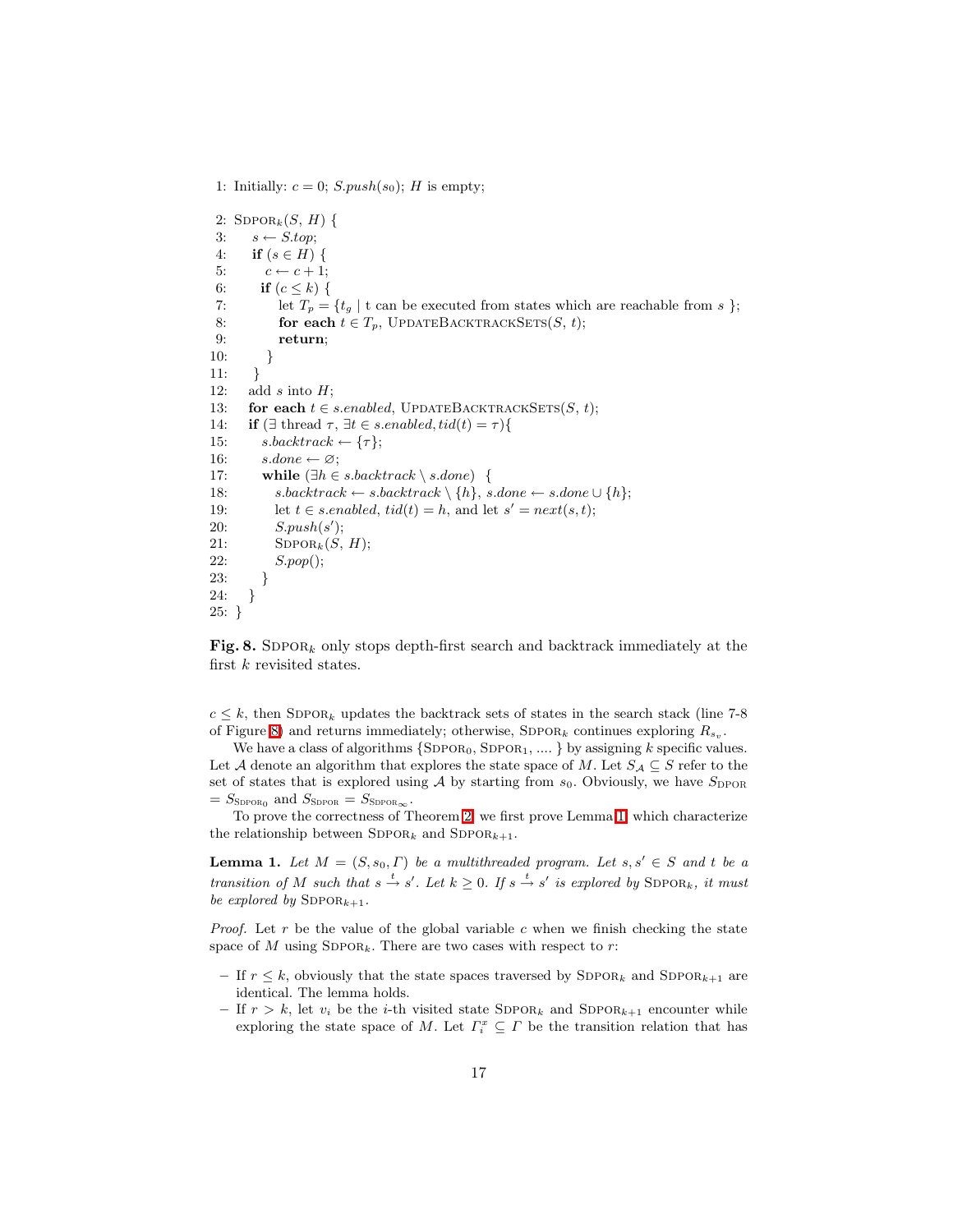```
1: Initially: c = 0; S.push(s0); H is empty;

2: SDPOR_k(S, H) {
3:    s ← S.top;
4:    if (s ∈ H) {
5:       c ← c + 1;
6:       if (c ≤ k) {
7:          let T_p = {t_g | t can be executed from states which are reachable from s };
8:          for each t ∈ T_p, UPDATEBACKTRACKSETS(S, t);
9:          return;
10:      }
11:   }
12:   add s into H;
13:   for each t ∈ s.enabled, UPDATEBACKTRACKSETS(S, t);
14:   if (∃ thread τ, ∃t ∈ s.enabled, tid(t) = τ){
15:      s.backtrack ← {τ};
16:      s.done ← ∅;
17:      while (∃h ∈ s.backtrack \ s.done) {
18:         s.backtrack ← s.backtrack \ {h}, s.done ← s.done ∪ {h};
19:         let t ∈ s.enabled, tid(t) = h, and let s' = next(s, t);
20:         S.push(s');
21:         SDPOR_k(S, H);
22:         S.pop();
23:      }
24:   }
25: }
```

**Fig. 8.** $\text{SDPOR}_k$ only stops depth-first search and backtrack immediately at the first $k$ revisited states.

$c \leq k$, then $\text{SDPOR}_k$ updates the backtrack sets of states in the search stack (line 7-8 of Figure 8) and returns immediately; otherwise, $\text{SDPOR}_k$ continues exploring $R_{s_v}$.

We have a class of algorithms $\{\text{SDPOR}_0, \text{SDPOR}_1, \ldots\}$ by assigning $k$ specific values. Let $\mathcal{A}$ denote an algorithm that explores the state space of $M$. Let $S_{\mathcal{A}} \subseteq S$ refer to the set of states that is explored using $\mathcal{A}$ by starting from $s_0$. Obviously, we have $S_{\text{DPOR}} = S_{\text{SDPOR}_0}$ and $S_{\text{SDPOR}} = S_{\text{SDPOR}_\infty}$.

To prove the correctness of Theorem 2, we first prove Lemma 1, which characterize the relationship between $\text{SDPOR}_k$ and $\text{SDPOR}_{k+1}$.

**Lemma 1.** *Let $M = (S, s_0, \Gamma)$ be a multithreaded program. Let $s, s' \in S$ and $t$ be a transition of $M$ such that $s \xrightarrow{t} s'$. Let $k \geq 0$. If $s \xrightarrow{t} s'$ is explored by $\text{SDPOR}_k$, it must be explored by $\text{SDPOR}_{k+1}$.*

*Proof.* Let $r$ be the value of the global variable $c$ when we finish checking the state space of $M$ using $\text{SDPOR}_k$. There are two cases with respect to $r$:

- If $r \leq k$, obviously that the state spaces traversed by $\text{SDPOR}_k$ and $\text{SDPOR}_{k+1}$ are identical. The lemma holds.
- If $r > k$, let $v_i$ be the $i$-th visited state $\text{SDPOR}_k$ and $\text{SDPOR}_{k+1}$ encounter while exploring the state space of $M$. Let $\Gamma_i^x \subseteq \Gamma$ be the transition relation that has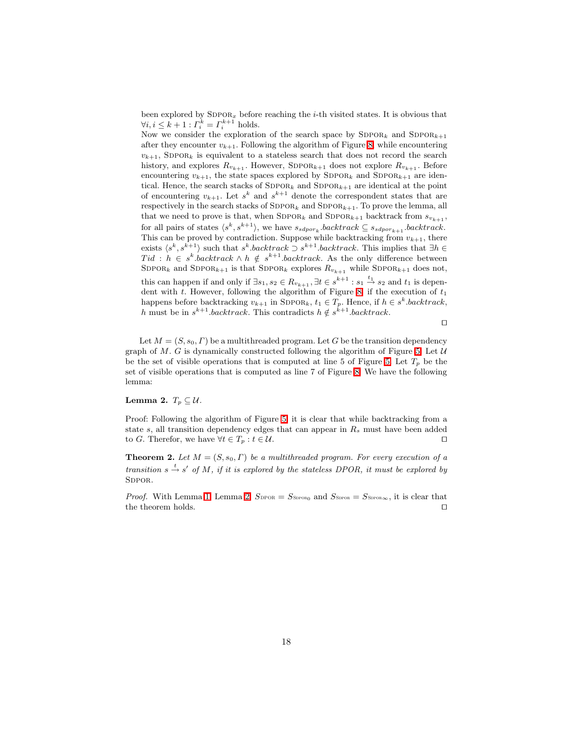been explored by $\text{SDPOR}_x$ before reaching the $i$-th visited states. It is obvious that $\forall i, i \leq k+1 : \Gamma_i^k = \Gamma_i^{k+1}$ holds.
Now we consider the exploration of the search space by $\text{SDPOR}_k$ and $\text{SDPOR}_{k+1}$ after they encounter $v_{k+1}$. Following the algorithm of Figure 8, while encountering $v_{k+1}$, $\text{SDPOR}_k$ is equivalent to a stateless search that does not record the search history, and explores $R_{v_{k+1}}$. However, $\text{SDPOR}_{k+1}$ does not explore $R_{v_{k+1}}$. Before encountering $v_{k+1}$, the state spaces explored by $\text{SDPOR}_k$ and $\text{SDPOR}_{k+1}$ are identical. Hence, the search stacks of $\text{SDPOR}_k$ and $\text{SDPOR}_{k+1}$ are identical at the point of encountering $v_{k+1}$. Let $s^k$ and $s^{k+1}$ denote the correspondent states that are respectively in the search stacks of $\text{SDPOR}_k$ and $\text{SDPOR}_{k+1}$. To prove the lemma, all that we need to prove is that, when $\text{SDPOR}_k$ and $\text{SDPOR}_{k+1}$ backtrack from $s_{v_{k+1}}$, for all pairs of states $\langle s^k, s^{k+1} \rangle$, we have $s_{sdpor_k}.backtrack \subseteq s_{sdpor_{k+1}}.backtrack$. This can be proved by contradiction. Suppose while backtracking from $v_{k+1}$, there exists $\langle s^k, s^{k+1} \rangle$ such that $s^k.backtrack \supset s^{k+1}.backtrack$. This implies that $\exists h \in Tid : h \in s^k.backtrack \wedge h \notin s^{k+1}.backtrack$. As the only difference between $\text{SDPOR}_k$ and $\text{SDPOR}_{k+1}$ is that $\text{SDPOR}_k$ explores $R_{v_{k+1}}$ while $\text{SDPOR}_{k+1}$ does not, this can happen if and only if $\exists s_1, s_2 \in R_{v_{k+1}}, \exists t \in s^{k+1} : s_1 \xrightarrow{t_1} s_2$ and $t_1$ is dependent with $t$. However, following the algorithm of Figure 8, if the execution of $t_1$ happens before backtracking $v_{k+1}$ in $\text{SDPOR}_k$, $t_1 \in T_p$. Hence, if $h \in s^k.backtrack$, $h$ must be in $s^{k+1}.backtrack$. This contradicts $h \notin s^{k+1}.backtrack$.

□

Let $M = (S, s_0, \Gamma)$ be a multithreaded program. Let $G$ be the transition dependency graph of $M$. $G$ is dynamically constructed following the algorithm of Figure 5. Let $\mathcal{U}$ be the set of visible operations that is computed at line 5 of Figure 5. Let $T_p$ be the set of visible operations that is computed as line 7 of Figure 8. We have the following lemma:

**Lemma 2.** $T_p \subseteq \mathcal{U}$.

Proof: Following the algorithm of Figure 5, it is clear that while backtracking from a state $s$, all transition dependency edges that can appear in $R_s$ must have been added to $G$. Therefor, we have $\forall t \in T_p : t \in \mathcal{U}$. □

**Theorem 2.** *Let $M = (S, s_0, \Gamma)$ be a multithreaded program. For every execution of a transition $s \xrightarrow{t} s'$ of $M$, if it is explored by the stateless DPOR, it must be explored by* SDPOR.

*Proof.* With Lemma 1, Lemma 2, $S_{\text{DPOR}} = S_{\text{SDPOR}_0}$ and $S_{\text{SDPOR}} = S_{\text{SDPOR}_\infty}$, it is clear that the theorem holds. □